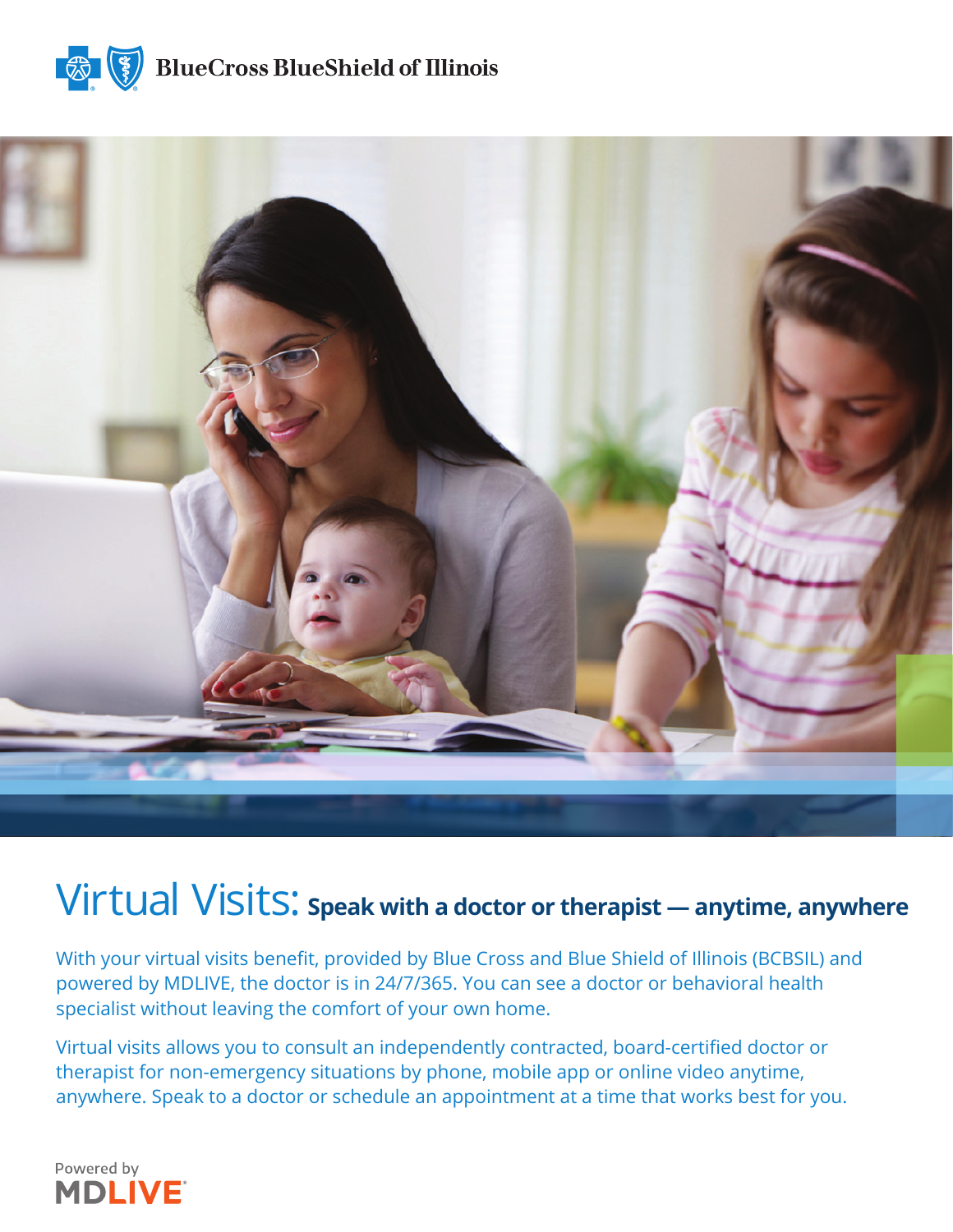BlueCross BlueShield of Illinois

# Virtual Visits: Speak with a doctor or therapist — anytime, anywhere

With your virtual visits benefit, provided by Blue Cross and Blue Shield of Illinois (BCBSIL) and powered by MDLIVE, the doctor is in 24/7/365. You can see a doctor or behavioral health specialist without leaving the comfort of your own home.

Virtual visits allows you to consult an independently contracted, board-certified doctor or therapist for non-emergency situations by phone, mobile app or online video anytime, anywhere. Speak to a doctor or schedule an appointment at a time that works best for you.

Powered by MDLIVE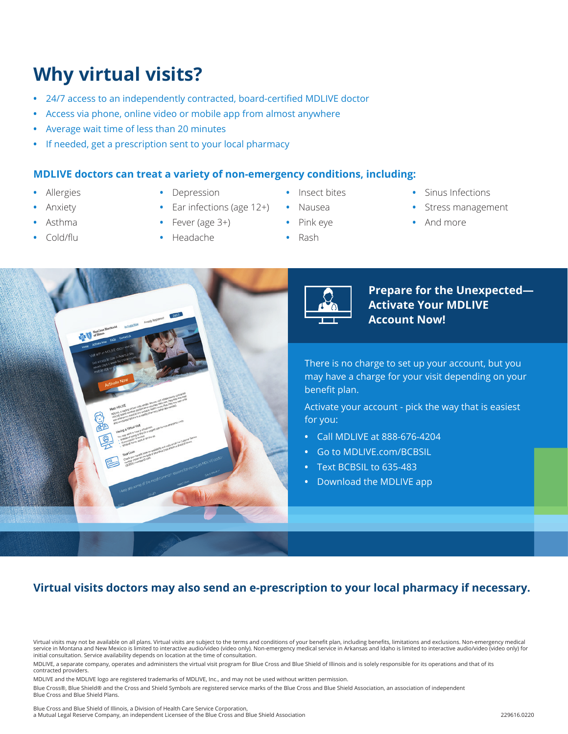# Why virtual visits?

- 24/7 access to an independently contracted, board-certified MDLIVE doctor
- Access via phone, online video or mobile app from almost anywhere
- Average wait time of less than 20 minutes
- If needed, get a prescription sent to your local pharmacy

### MDLIVE doctors can treat a variety of non-emergency conditions, including:

- Allergies
- Anxiety
- Asthma
- Cold/flu
- Depression
- Ear infections (age 12+)
- Fever (age 3+)
- Headache
- Insect bites
- Nausea
- Pink eye
- Rash
- Sinus Infections
- Stress management
- And more

## Prepare for the Unexpected—Activate Your MDLIVE Account Now!

There is no charge to set up your account, but you may have a charge for your visit depending on your benefit plan.

Activate your account - pick the way that is easiest for you:

- Call MDLIVE at 888-676-4204
- Go to MDLIVE.com/BCBSIL
- Text BCBSIL to 635-483
- Download the MDLIVE app

### Virtual visits doctors may also send an e-prescription to your local pharmacy if necessary.

Virtual visits may not be available on all plans. Virtual visits are subject to the terms and conditions of your benefit plan, including benefits, limitations and exclusions. Non-emergency medical service in Montana and New Mexico is limited to interactive audio/video (video only). Non-emergency medical service in Arkansas and Idaho is limited to interactive audio/video (video only) for initial consultation. Service availability depends on location at the time of consultation.

MDLIVE, a separate company, operates and administers the virtual visit program for Blue Cross and Blue Shield of Illinois and is solely responsible for its operations and that of its contracted providers.

MDLIVE and the MDLIVE logo are registered trademarks of MDLIVE, Inc., and may not be used without written permission.

Blue Cross®, Blue Shield® and the Cross and Shield Symbols are registered service marks of the Blue Cross and Blue Shield Association, an association of independent Blue Cross and Blue Shield Plans.

Blue Cross and Blue Shield of Illinois, a Division of Health Care Service Corporation, a Mutual Legal Reserve Company, an independent Licensee of the Blue Cross and Blue Shield Association

229616.0220